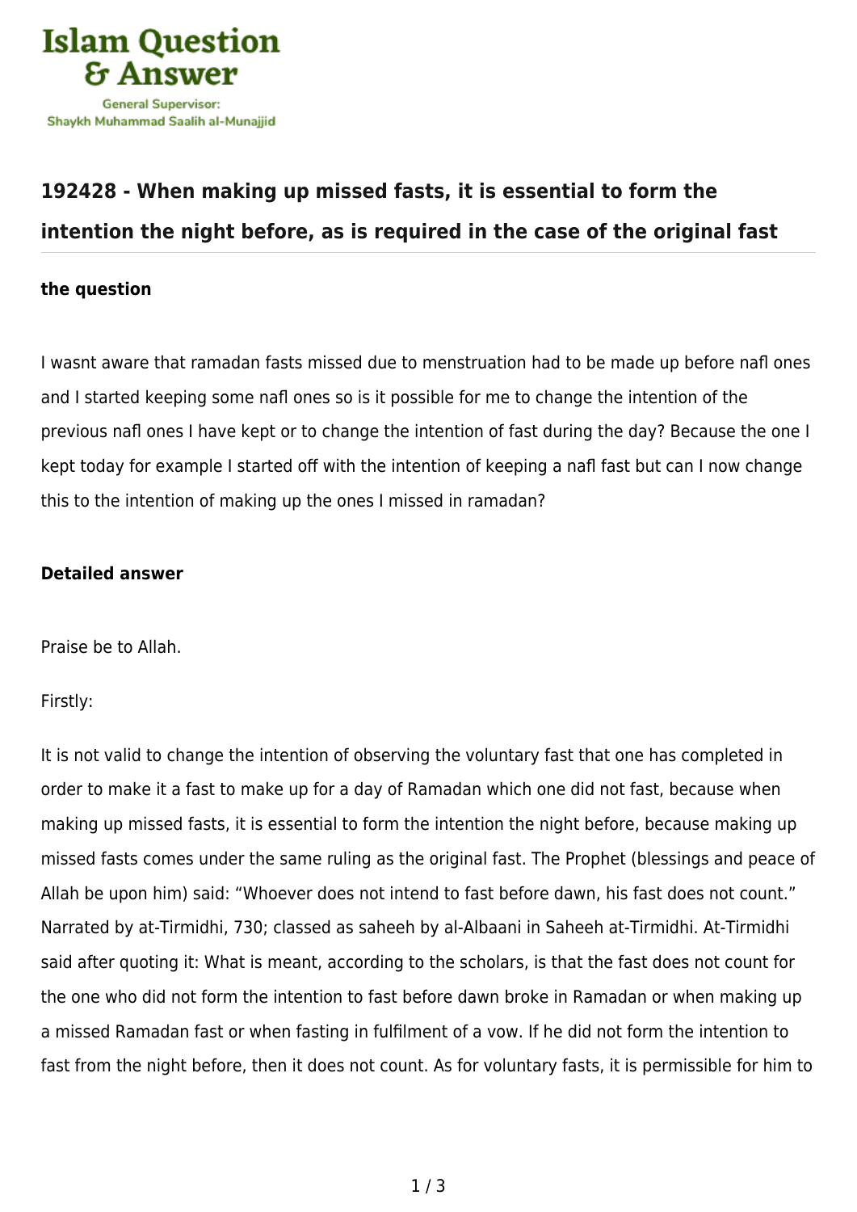Islam Question & Answer

General Supervisor: Shaykh Muhammad Saalih al-Munajjid

## 192428 - When making up missed fasts, it is essential to form the intention the night before, as is required in the case of the original fast

**the question**

I wasnt aware that ramadan fasts missed due to menstruation had to be made up before nafl ones and I started keeping some nafl ones so is it possible for me to change the intention of the previous nafl ones I have kept or to change the intention of fast during the day? Because the one I kept today for example I started off with the intention of keeping a nafl fast but can I now change this to the intention of making up the ones I missed in ramadan?

**Detailed answer**

Praise be to Allah.

Firstly:

It is not valid to change the intention of observing the voluntary fast that one has completed in order to make it a fast to make up for a day of Ramadan which one did not fast, because when making up missed fasts, it is essential to form the intention the night before, because making up missed fasts comes under the same ruling as the original fast. The Prophet (blessings and peace of Allah be upon him) said: "Whoever does not intend to fast before dawn, his fast does not count." Narrated by at-Tirmidhi, 730; classed as saheeh by al-Albaani in Saheeh at-Tirmidhi. At-Tirmidhi said after quoting it: What is meant, according to the scholars, is that the fast does not count for the one who did not form the intention to fast before dawn broke in Ramadan or when making up a missed Ramadan fast or when fasting in fulfilment of a vow. If he did not form the intention to fast from the night before, then it does not count. As for voluntary fasts, it is permissible for him to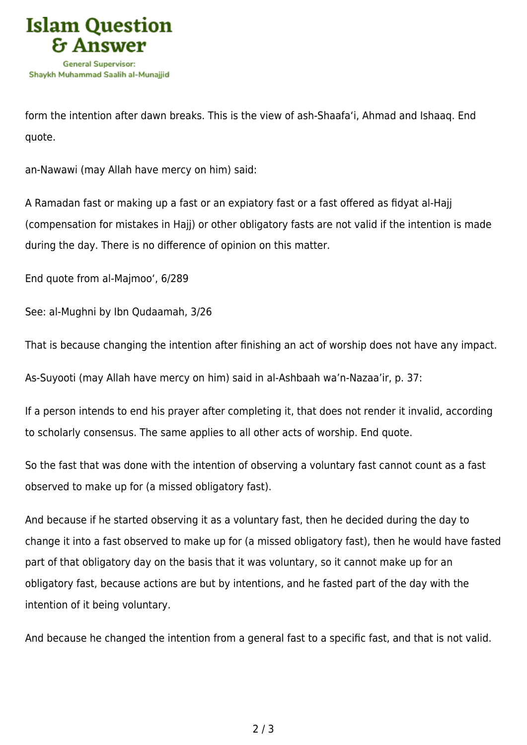form the intention after dawn breaks. This is the view of ash-Shaafa‘i, Ahmad and Ishaaq. End quote.

an-Nawawi (may Allah have mercy on him) said:

A Ramadan fast or making up a fast or an expiatory fast or a fast offered as fidyat al-Hajj (compensation for mistakes in Hajj) or other obligatory fasts are not valid if the intention is made during the day. There is no difference of opinion on this matter.

End quote from al-Majmoo‘, 6/289

See: al-Mughni by Ibn Qudaamah, 3/26

That is because changing the intention after finishing an act of worship does not have any impact.

As-Suyooti (may Allah have mercy on him) said in al-Ashbaah wa’n-Nazaa’ir, p. 37:

If a person intends to end his prayer after completing it, that does not render it invalid, according to scholarly consensus. The same applies to all other acts of worship. End quote.

So the fast that was done with the intention of observing a voluntary fast cannot count as a fast observed to make up for (a missed obligatory fast).

And because if he started observing it as a voluntary fast, then he decided during the day to change it into a fast observed to make up for (a missed obligatory fast), then he would have fasted part of that obligatory day on the basis that it was voluntary, so it cannot make up for an obligatory fast, because actions are but by intentions, and he fasted part of the day with the intention of it being voluntary.

And because he changed the intention from a general fast to a specific fast, and that is not valid.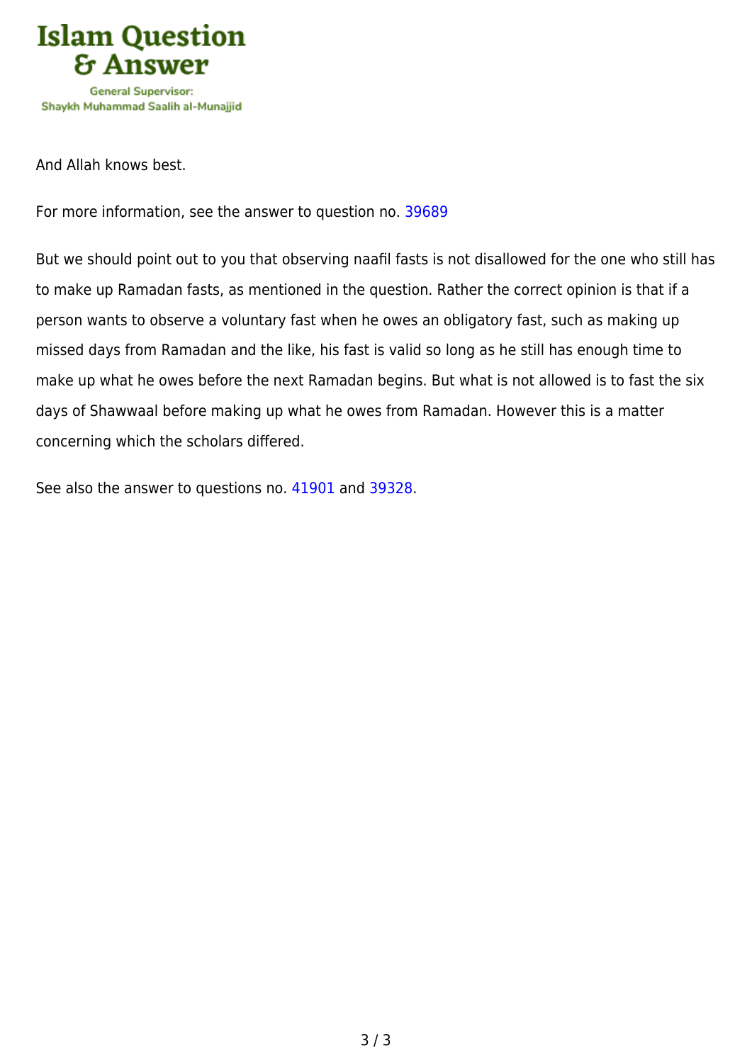And Allah knows best.

For more information, see the answer to question no. 39689

But we should point out to you that observing naafil fasts is not disallowed for the one who still has to make up Ramadan fasts, as mentioned in the question. Rather the correct opinion is that if a person wants to observe a voluntary fast when he owes an obligatory fast, such as making up missed days from Ramadan and the like, his fast is valid so long as he still has enough time to make up what he owes before the next Ramadan begins. But what is not allowed is to fast the six days of Shawwaal before making up what he owes from Ramadan. However this is a matter concerning which the scholars differed.

See also the answer to questions no. 41901 and 39328.